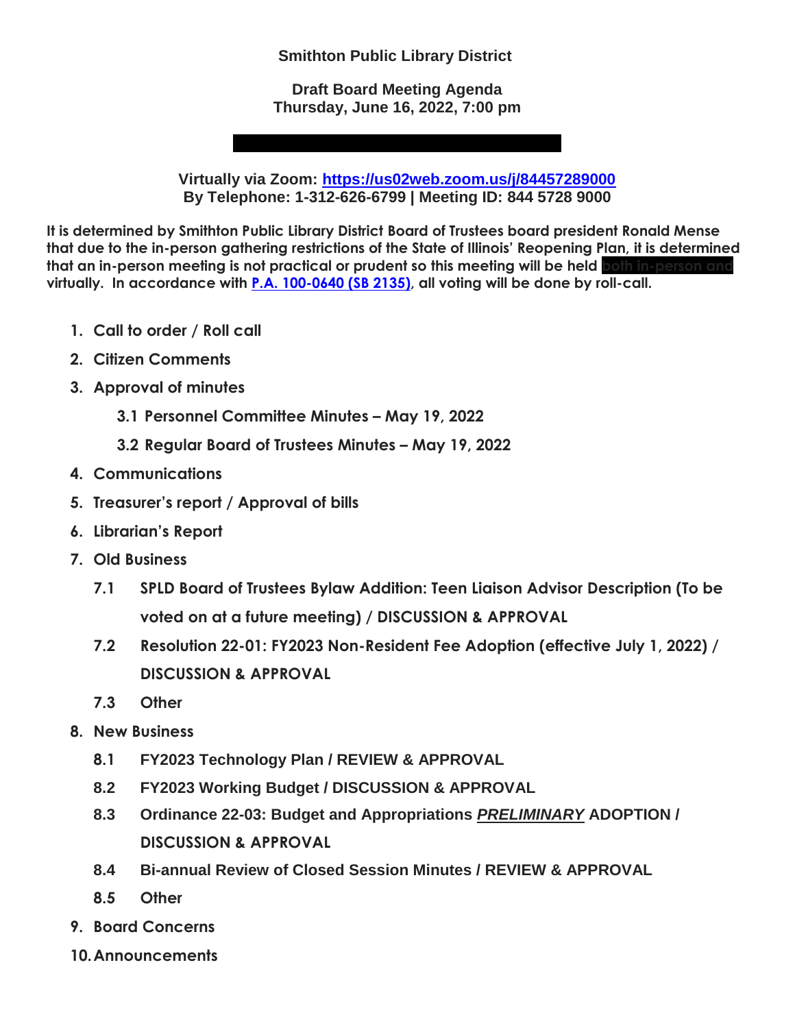**Smithton Public Library District**

**Draft Board Meeting Agenda**
**Thursday, June 16, 2022, 7:00 pm**

**Virtually via Zoom: [https://us02web.zoom.us/j/84457289000](https://us02web.zoom.us/j/84457289000)**
**By Telephone: 1-312-626-6799 | Meeting ID: 844 5728 9000**

**It is determined by Smithton Public Library District Board of Trustees board president Ronald Mense that due to the in-person gathering restrictions of the State of Illinois' Reopening Plan, it is determined that an in-person meeting is not practical or prudent so this meeting will be held both in-person and virtually. In accordance with [P.A. 100-0640 (SB 2135)](), all voting will be done by roll-call.**

1. **Call to order / Roll call**
2. **Citizen Comments**
3. **Approval of minutes**
   - **3.1 Personnel Committee Minutes – May 19, 2022**
   - **3.2 Regular Board of Trustees Minutes – May 19, 2022**
4. **Communications**
5. **Treasurer's report / Approval of bills**
6. **Librarian's Report**
7. **Old Business**
   - **7.1 SPLD Board of Trustees Bylaw Addition: Teen Liaison Advisor Description (To be voted on at a future meeting) / DISCUSSION & APPROVAL**
   - **7.2 Resolution 22-01: FY2023 Non-Resident Fee Adoption (effective July 1, 2022) / DISCUSSION & APPROVAL**
   - **7.3 Other**
8. **New Business**
   - **8.1 FY2023 Technology Plan / REVIEW & APPROVAL**
   - **8.2 FY2023 Working Budget / DISCUSSION & APPROVAL**
   - **8.3 Ordinance 22-03: Budget and Appropriations *PRELIMINARY* ADOPTION / DISCUSSION & APPROVAL**
   - **8.4 Bi-annual Review of Closed Session Minutes / REVIEW & APPROVAL**
   - **8.5 Other**
9. **Board Concerns**
10. **Announcements**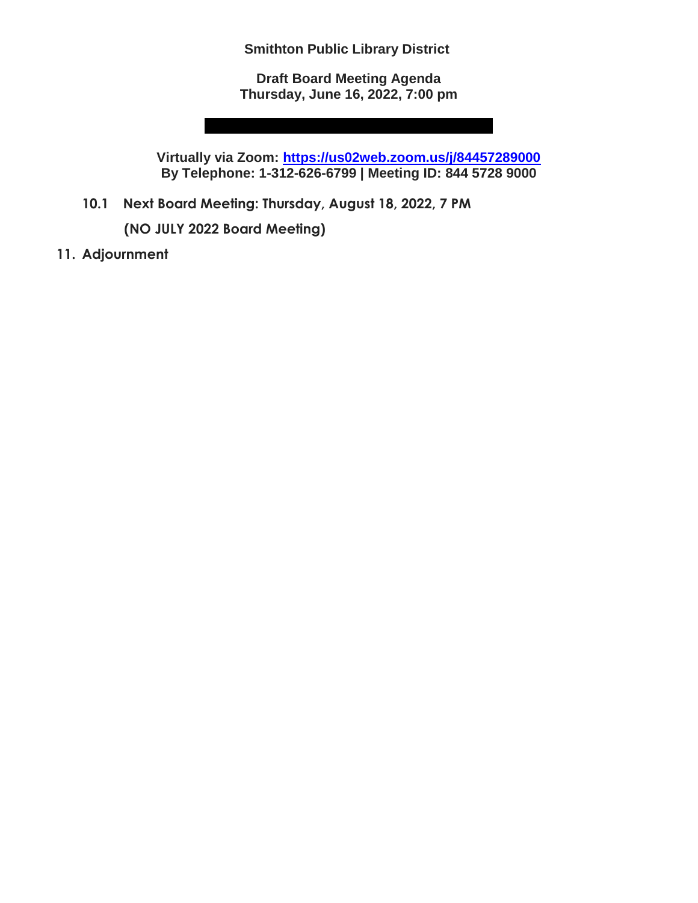**Smithton Public Library District**

**Draft Board Meeting Agenda**
**Thursday, June 16, 2022, 7:00 pm**

**Virtually via Zoom: https://us02web.zoom.us/j/84457289000**
**By Telephone: 1-312-626-6799 | Meeting ID: 844 5728 9000**

**10.1 Next Board Meeting: Thursday, August 18, 2022, 7 PM**

**(NO JULY 2022 Board Meeting)**

**11. Adjournment**